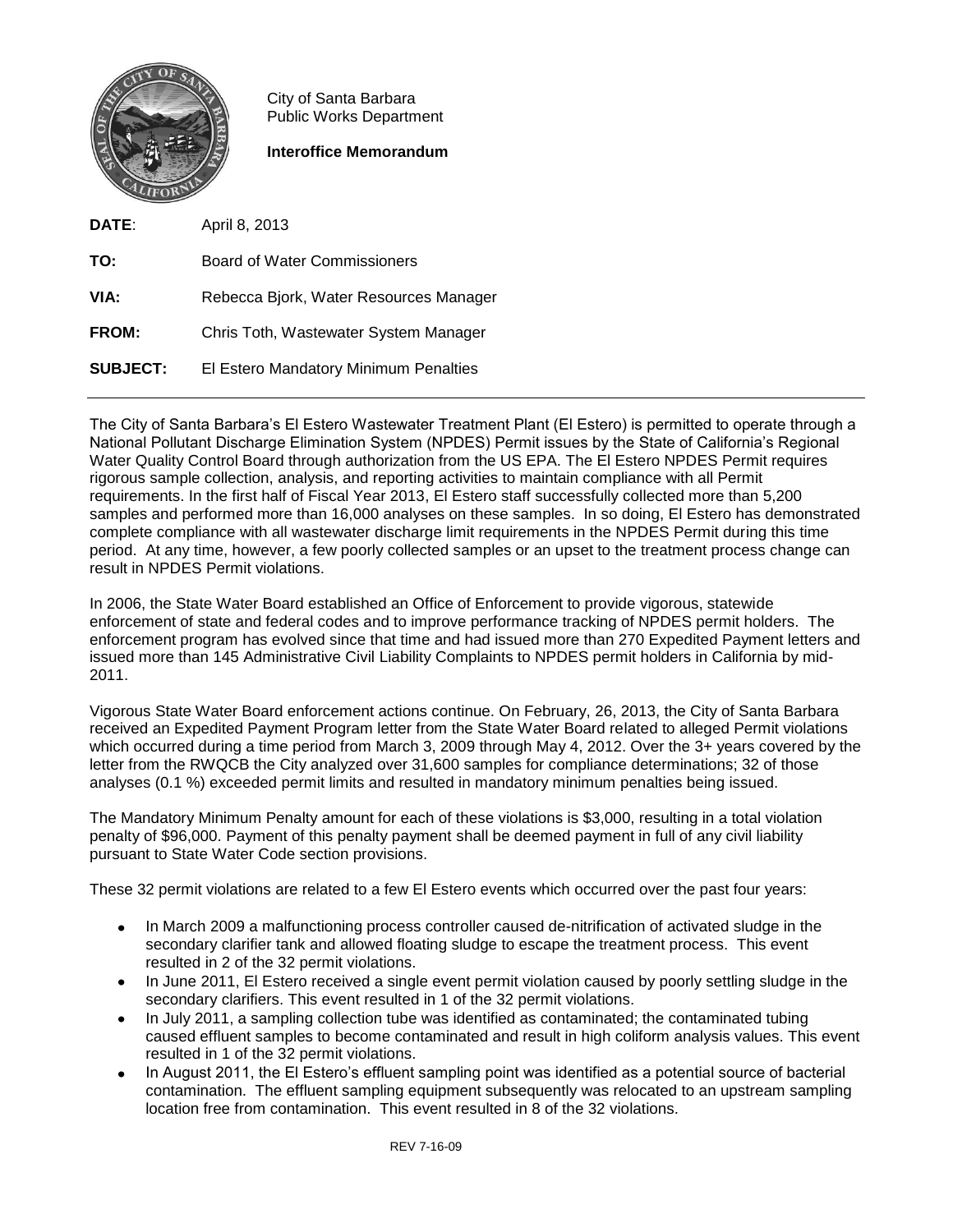City of Santa Barbara
Public Works Department

**Interoffice Memorandum**

| | |
|---|---|
| **DATE**: | April 8, 2013 |
| **TO:** | Board of Water Commissioners |
| **VIA:** | Rebecca Bjork, Water Resources Manager |
| **FROM:** | Chris Toth, Wastewater System Manager |
| **SUBJECT:** | El Estero Mandatory Minimum Penalties |

---

The City of Santa Barbara's El Estero Wastewater Treatment Plant (El Estero) is permitted to operate through a National Pollutant Discharge Elimination System (NPDES) Permit issues by the State of California's Regional Water Quality Control Board through authorization from the US EPA. The El Estero NPDES Permit requires rigorous sample collection, analysis, and reporting activities to maintain compliance with all Permit requirements. In the first half of Fiscal Year 2013, El Estero staff successfully collected more than 5,200 samples and performed more than 16,000 analyses on these samples. In so doing, El Estero has demonstrated complete compliance with all wastewater discharge limit requirements in the NPDES Permit during this time period. At any time, however, a few poorly collected samples or an upset to the treatment process change can result in NPDES Permit violations.

In 2006, the State Water Board established an Office of Enforcement to provide vigorous, statewide enforcement of state and federal codes and to improve performance tracking of NPDES permit holders. The enforcement program has evolved since that time and had issued more than 270 Expedited Payment letters and issued more than 145 Administrative Civil Liability Complaints to NPDES permit holders in California by mid-2011.

Vigorous State Water Board enforcement actions continue. On February, 26, 2013, the City of Santa Barbara received an Expedited Payment Program letter from the State Water Board related to alleged Permit violations which occurred during a time period from March 3, 2009 through May 4, 2012. Over the 3+ years covered by the letter from the RWQCB the City analyzed over 31,600 samples for compliance determinations; 32 of those analyses (0.1 %) exceeded permit limits and resulted in mandatory minimum penalties being issued.

The Mandatory Minimum Penalty amount for each of these violations is $3,000, resulting in a total violation penalty of $96,000. Payment of this penalty payment shall be deemed payment in full of any civil liability pursuant to State Water Code section provisions.

These 32 permit violations are related to a few El Estero events which occurred over the past four years:

- In March 2009 a malfunctioning process controller caused de-nitrification of activated sludge in the secondary clarifier tank and allowed floating sludge to escape the treatment process. This event resulted in 2 of the 32 permit violations.
- In June 2011, El Estero received a single event permit violation caused by poorly settling sludge in the secondary clarifiers. This event resulted in 1 of the 32 permit violations.
- In July 2011, a sampling collection tube was identified as contaminated; the contaminated tubing caused effluent samples to become contaminated and result in high coliform analysis values. This event resulted in 1 of the 32 permit violations.
- In August 2011, the El Estero's effluent sampling point was identified as a potential source of bacterial contamination. The effluent sampling equipment subsequently was relocated to an upstream sampling location free from contamination. This event resulted in 8 of the 32 violations.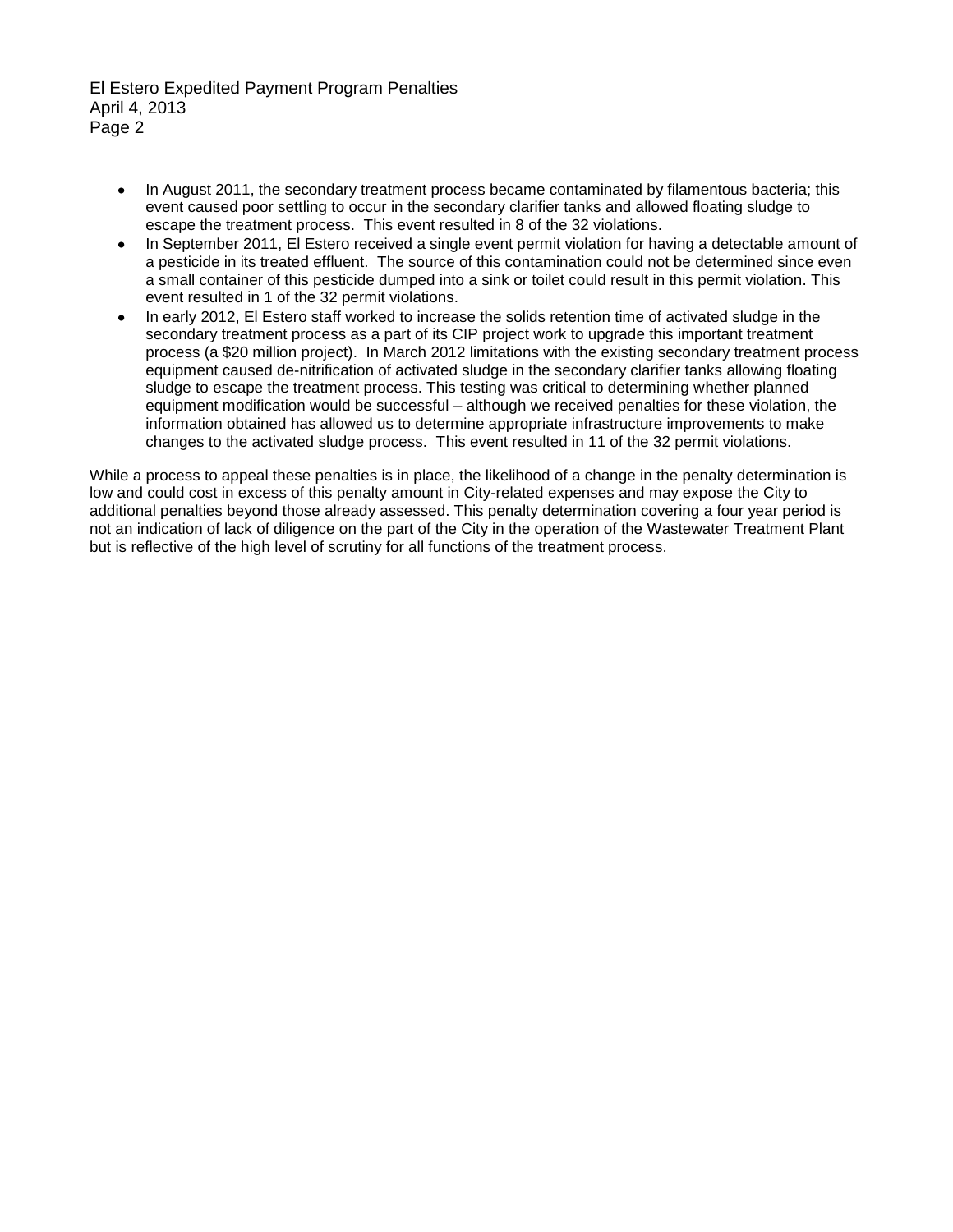- In August 2011, the secondary treatment process became contaminated by filamentous bacteria; this event caused poor settling to occur in the secondary clarifier tanks and allowed floating sludge to escape the treatment process. This event resulted in 8 of the 32 violations.
- In September 2011, El Estero received a single event permit violation for having a detectable amount of a pesticide in its treated effluent. The source of this contamination could not be determined since even a small container of this pesticide dumped into a sink or toilet could result in this permit violation. This event resulted in 1 of the 32 permit violations.
- In early 2012, El Estero staff worked to increase the solids retention time of activated sludge in the secondary treatment process as a part of its CIP project work to upgrade this important treatment process (a $20 million project). In March 2012 limitations with the existing secondary treatment process equipment caused de-nitrification of activated sludge in the secondary clarifier tanks allowing floating sludge to escape the treatment process. This testing was critical to determining whether planned equipment modification would be successful – although we received penalties for these violation, the information obtained has allowed us to determine appropriate infrastructure improvements to make changes to the activated sludge process. This event resulted in 11 of the 32 permit violations.

While a process to appeal these penalties is in place, the likelihood of a change in the penalty determination is low and could cost in excess of this penalty amount in City-related expenses and may expose the City to additional penalties beyond those already assessed. This penalty determination covering a four year period is not an indication of lack of diligence on the part of the City in the operation of the Wastewater Treatment Plant but is reflective of the high level of scrutiny for all functions of the treatment process.